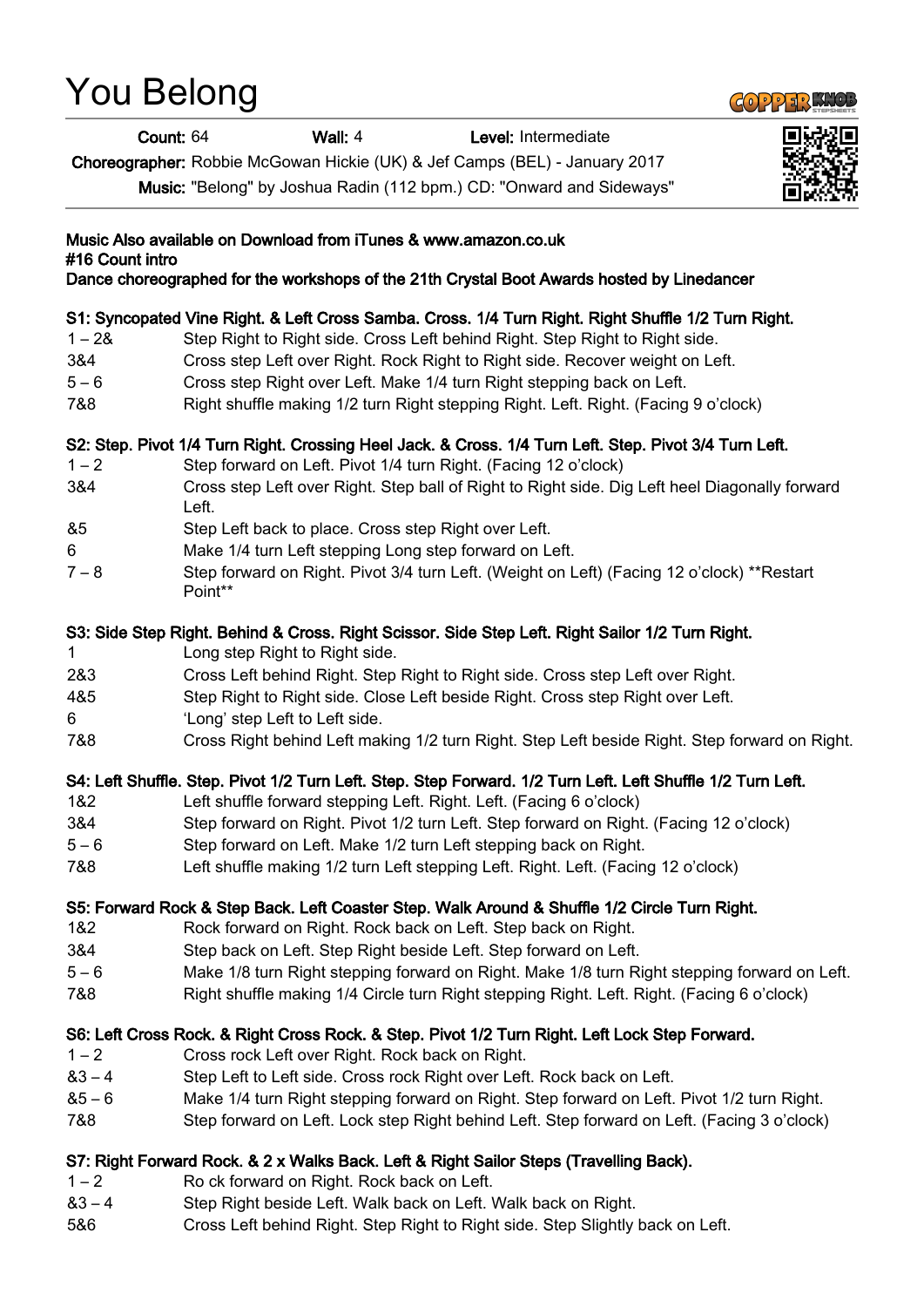# You Belong

**Count:** 64 **Wall:** 4 **Level:** Intermediate

**Choreographer:** Robbie McGowan Hickie (UK) & Jef Camps (BEL) - January 2017

**Music:** "Belong" by Joshua Radin (112 bpm.) CD: "Onward and Sideways"

**Music Also available on Download from iTunes & www.amazon.co.uk**
**#16 Count intro**
**Dance choreographed for the workshops of the 21th Crystal Boot Awards hosted by Linedancer**

**S1: Syncopated Vine Right. & Left Cross Samba. Cross. 1/4 Turn Right. Right Shuffle 1/2 Turn Right.**

| | |
|---|---|
| 1 – 2& | Step Right to Right side. Cross Left behind Right. Step Right to Right side. |
| 3&4 | Cross step Left over Right. Rock Right to Right side. Recover weight on Left. |
| 5 – 6 | Cross step Right over Left. Make 1/4 turn Right stepping back on Left. |
| 7&8 | Right shuffle making 1/2 turn Right stepping Right. Left. Right. (Facing 9 o'clock) |

**S2: Step. Pivot 1/4 Turn Right. Crossing Heel Jack. & Cross. 1/4 Turn Left. Step. Pivot 3/4 Turn Left.**

| | |
|---|---|
| 1 – 2 | Step forward on Left. Pivot 1/4 turn Right. (Facing 12 o'clock) |
| 3&4 | Cross step Left over Right. Step ball of Right to Right side. Dig Left heel Diagonally forward Left. |
| &5 | Step Left back to place. Cross step Right over Left. |
| 6 | Make 1/4 turn Left stepping Long step forward on Left. |
| 7 – 8 | Step forward on Right. Pivot 3/4 turn Left. (Weight on Left) (Facing 12 o'clock) \*\*Restart Point\*\* |

**S3: Side Step Right. Behind & Cross. Right Scissor. Side Step Left. Right Sailor 1/2 Turn Right.**

| | |
|---|---|
| 1 | Long step Right to Right side. |
| 2&3 | Cross Left behind Right. Step Right to Right side. Cross step Left over Right. |
| 4&5 | Step Right to Right side. Close Left beside Right. Cross step Right over Left. |
| 6 | 'Long' step Left to Left side. |
| 7&8 | Cross Right behind Left making 1/2 turn Right. Step Left beside Right. Step forward on Right. |

**S4: Left Shuffle. Step. Pivot 1/2 Turn Left. Step. Step Forward. 1/2 Turn Left. Left Shuffle 1/2 Turn Left.**

| | |
|---|---|
| 1&2 | Left shuffle forward stepping Left. Right. Left. (Facing 6 o'clock) |
| 3&4 | Step forward on Right. Pivot 1/2 turn Left. Step forward on Right. (Facing 12 o'clock) |
| 5 – 6 | Step forward on Left. Make 1/2 turn Left stepping back on Right. |
| 7&8 | Left shuffle making 1/2 turn Left stepping Left. Right. Left. (Facing 12 o'clock) |

**S5: Forward Rock & Step Back. Left Coaster Step. Walk Around & Shuffle 1/2 Circle Turn Right.**

| | |
|---|---|
| 1&2 | Rock forward on Right. Rock back on Left. Step back on Right. |
| 3&4 | Step back on Left. Step Right beside Left. Step forward on Left. |
| 5 – 6 | Make 1/8 turn Right stepping forward on Right. Make 1/8 turn Right stepping forward on Left. |
| 7&8 | Right shuffle making 1/4 Circle turn Right stepping Right. Left. Right. (Facing 6 o'clock) |

**S6: Left Cross Rock. & Right Cross Rock. & Step. Pivot 1/2 Turn Right. Left Lock Step Forward.**

| | |
|---|---|
| 1 – 2 | Cross rock Left over Right. Rock back on Right. |
| &3 – 4 | Step Left to Left side. Cross rock Right over Left. Rock back on Left. |
| &5 – 6 | Make 1/4 turn Right stepping forward on Right. Step forward on Left. Pivot 1/2 turn Right. |
| 7&8 | Step forward on Left. Lock step Right behind Left. Step forward on Left. (Facing 3 o'clock) |

**S7: Right Forward Rock. & 2 x Walks Back. Left & Right Sailor Steps (Travelling Back).**

| | |
|---|---|
| 1 – 2 | Ro ck forward on Right. Rock back on Left. |
| &3 – 4 | Step Right beside Left. Walk back on Left. Walk back on Right. |
| 5&6 | Cross Left behind Right. Step Right to Right side. Step Slightly back on Left. |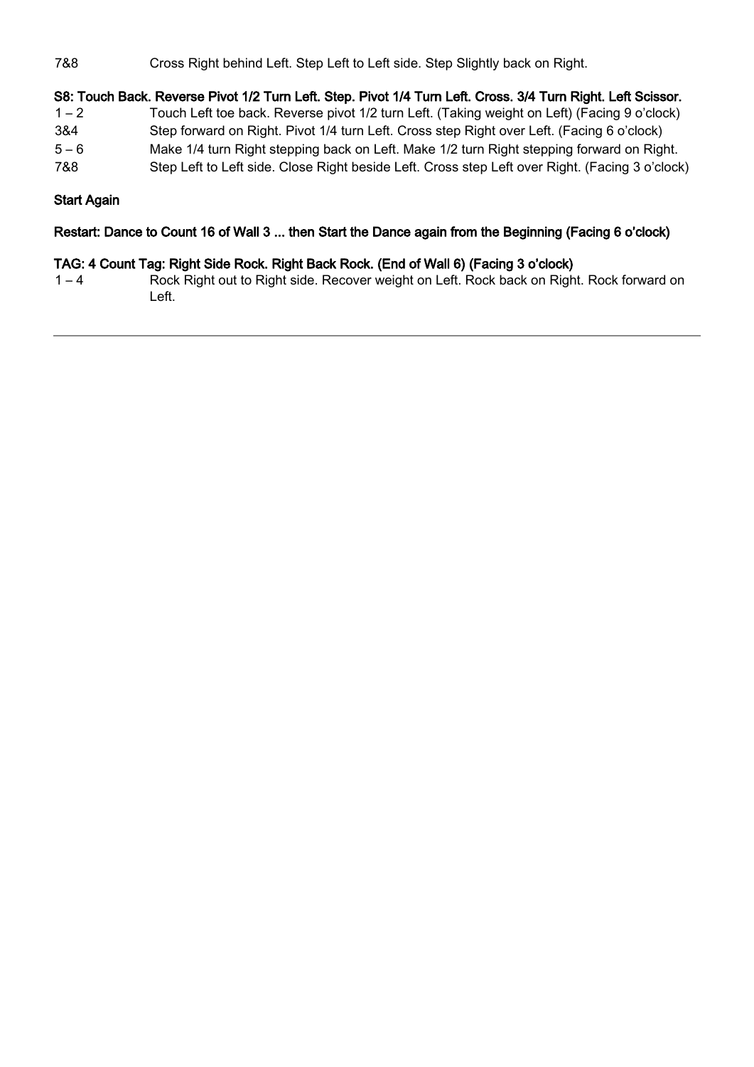| | |
|---|---|
| 7&8 | Cross Right behind Left. Step Left to Left side. Step Slightly back on Right. |

**S8: Touch Back. Reverse Pivot 1/2 Turn Left. Step. Pivot 1/4 Turn Left. Cross. 3/4 Turn Right. Left Scissor.**

| | |
|---|---|
| 1 – 2 | Touch Left toe back. Reverse pivot 1/2 turn Left. (Taking weight on Left) (Facing 9 o'clock) |
| 3&4 | Step forward on Right. Pivot 1/4 turn Left. Cross step Right over Left. (Facing 6 o'clock) |
| 5 – 6 | Make 1/4 turn Right stepping back on Left. Make 1/2 turn Right stepping forward on Right. |
| 7&8 | Step Left to Left side. Close Right beside Left. Cross step Left over Right. (Facing 3 o'clock) |

**Start Again**

**Restart: Dance to Count 16 of Wall 3 ... then Start the Dance again from the Beginning (Facing 6 o'clock)**

**TAG: 4 Count Tag: Right Side Rock. Right Back Rock. (End of Wall 6) (Facing 3 o'clock)**

| | |
|---|---|
| 1 – 4 | Rock Right out to Right side. Recover weight on Left. Rock back on Right. Rock forward on Left. |